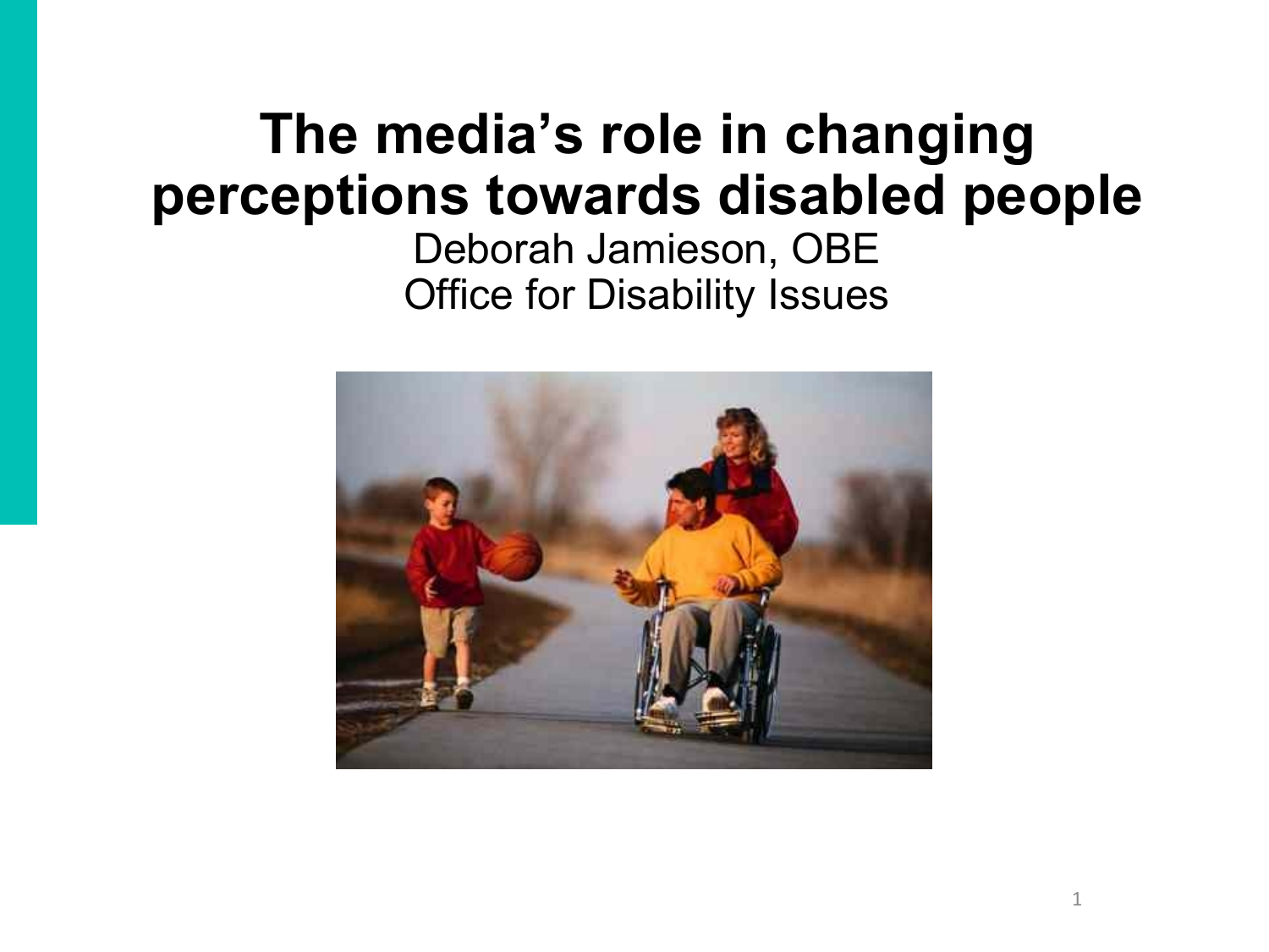# The media's role in changing perceptions towards disabled people

Deborah Jamieson, OBE

Office for Disability Issues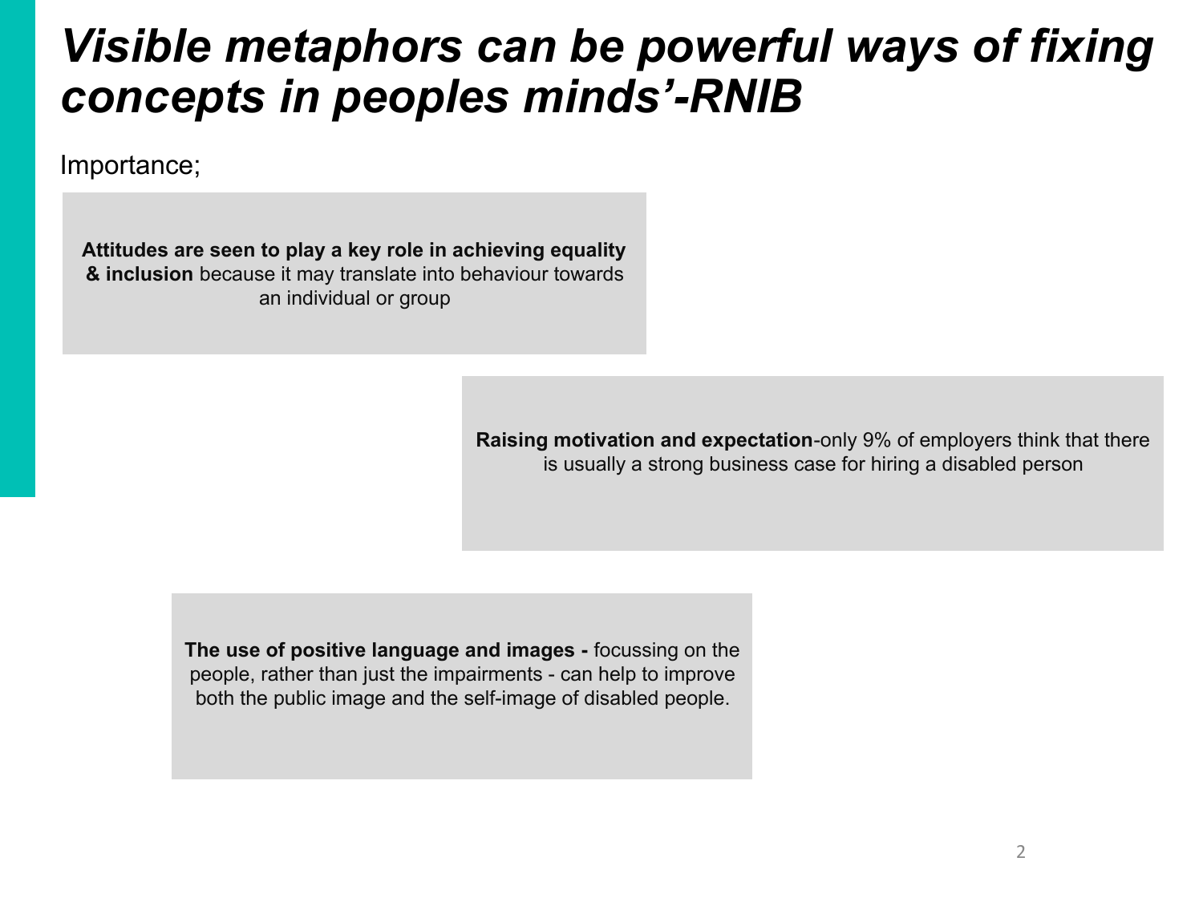# *Visible metaphors can be powerful ways of fixing concepts in peoples minds'-RNIB*

Importance;

**Attitudes are seen to play a key role in achieving equality & inclusion** because it may translate into behaviour towards an individual or group

**Raising motivation and expectation**-only 9% of employers think that there is usually a strong business case for hiring a disabled person

**The use of positive language and images -** focussing on the people, rather than just the impairments - can help to improve both the public image and the self-image of disabled people.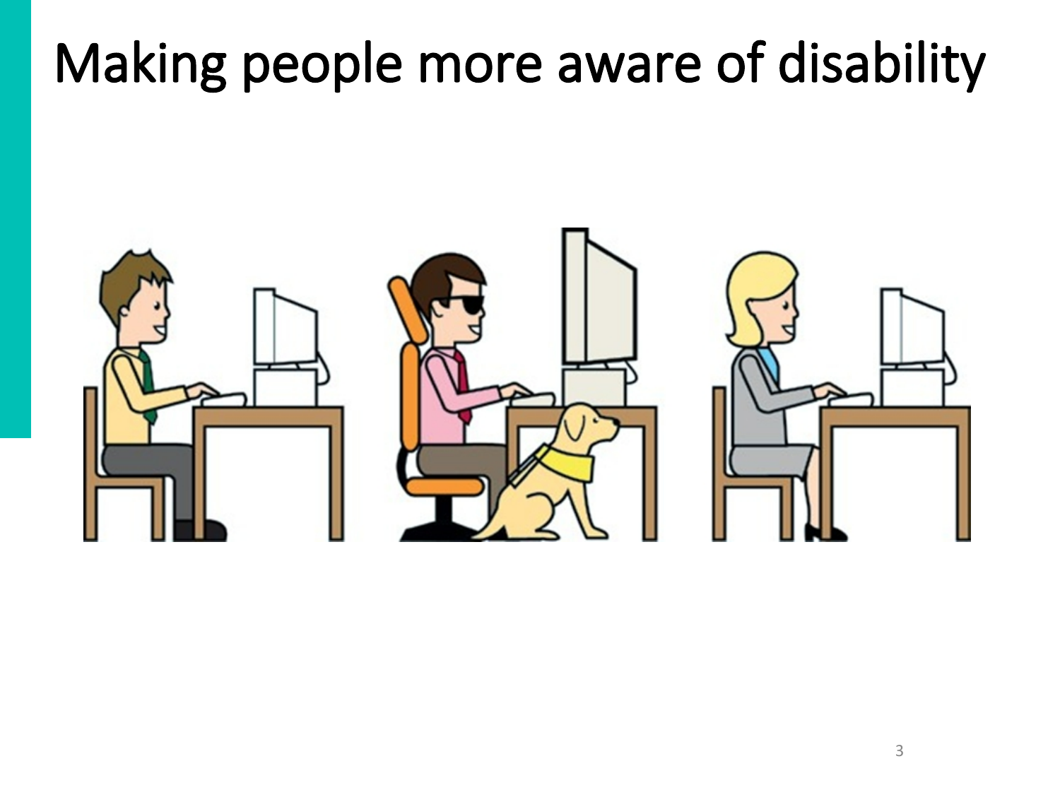# Making people more aware of disability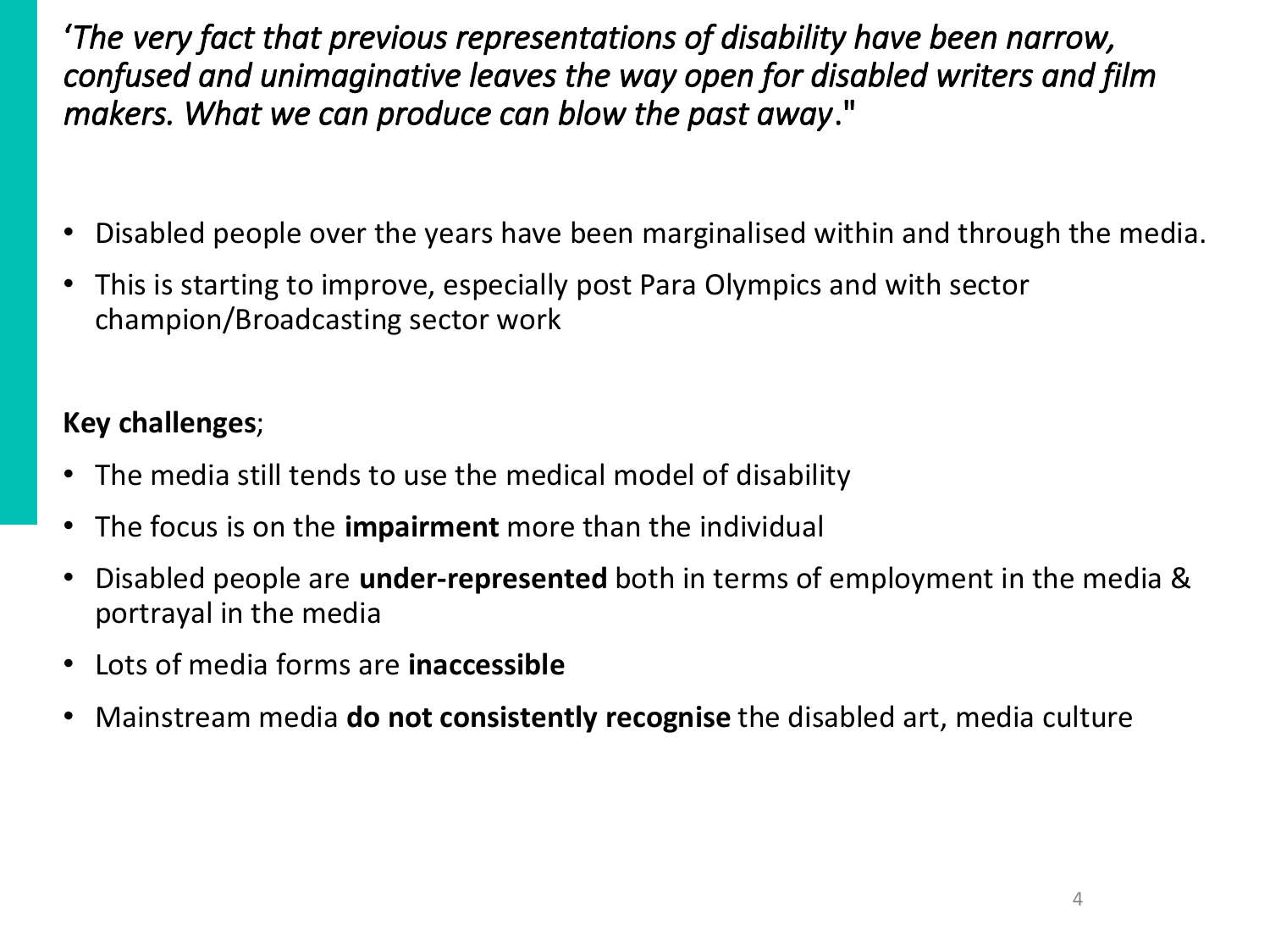*'The very fact that previous representations of disability have been narrow, confused and unimaginative leaves the way open for disabled writers and film makers. What we can produce can blow the past away*."

- Disabled people over the years have been marginalised within and through the media.
- This is starting to improve, especially post Para Olympics and with sector champion/Broadcasting sector work

**Key challenges**;

- The media still tends to use the medical model of disability
- The focus is on the **impairment** more than the individual
- Disabled people are **under-represented** both in terms of employment in the media & portrayal in the media
- Lots of media forms are **inaccessible**
- Mainstream media **do not consistently recognise** the disabled art, media culture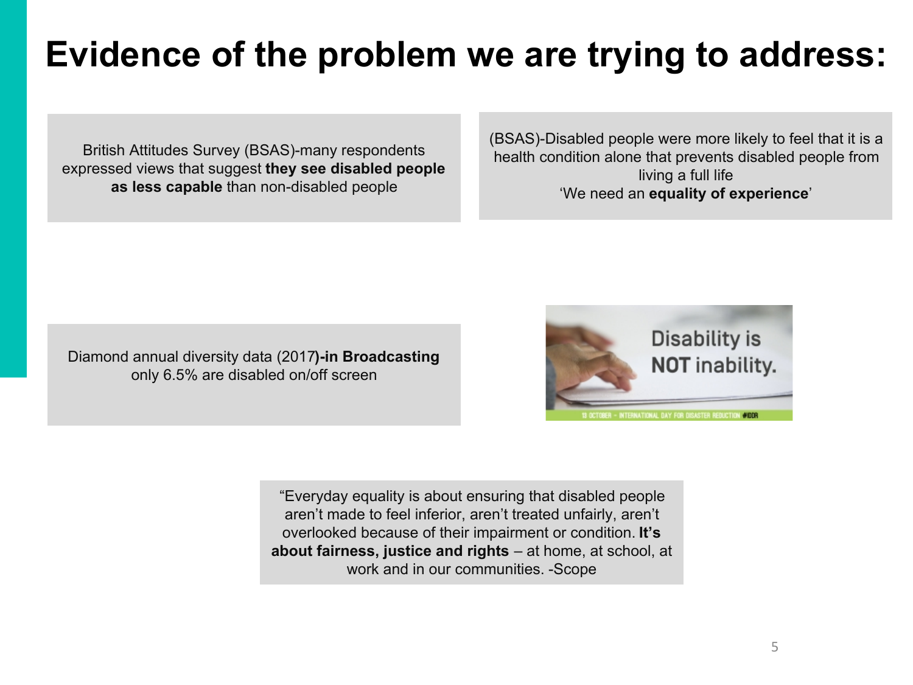# Evidence of the problem we are trying to address:

British Attitudes Survey (BSAS)-many respondents expressed views that suggest **they see disabled people as less capable** than non-disabled people

(BSAS)-Disabled people were more likely to feel that it is a health condition alone that prevents disabled people from living a full life
'We need an **equality of experience**'

Diamond annual diversity data (2017**)-in Broadcasting** only 6.5% are disabled on/off screen

Disability is NOT inability.

13 OCTOBER – INTERNATIONAL DAY FOR DISASTER REDUCTION #IDDR

"Everyday equality is about ensuring that disabled people aren't made to feel inferior, aren't treated unfairly, aren't overlooked because of their impairment or condition. **It's about fairness, justice and rights** – at home, at school, at work and in our communities. -Scope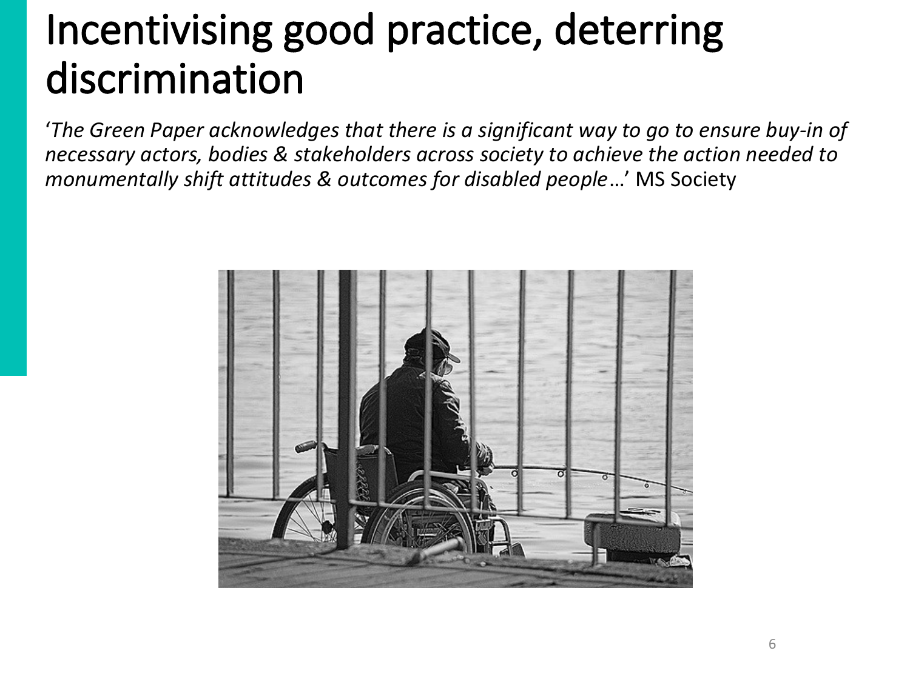# Incentivising good practice, deterring discrimination

'*The Green Paper acknowledges that there is a significant way to go to ensure buy-in of necessary actors, bodies & stakeholders across society to achieve the action needed to monumentally shift attitudes & outcomes for disabled people*…' MS Society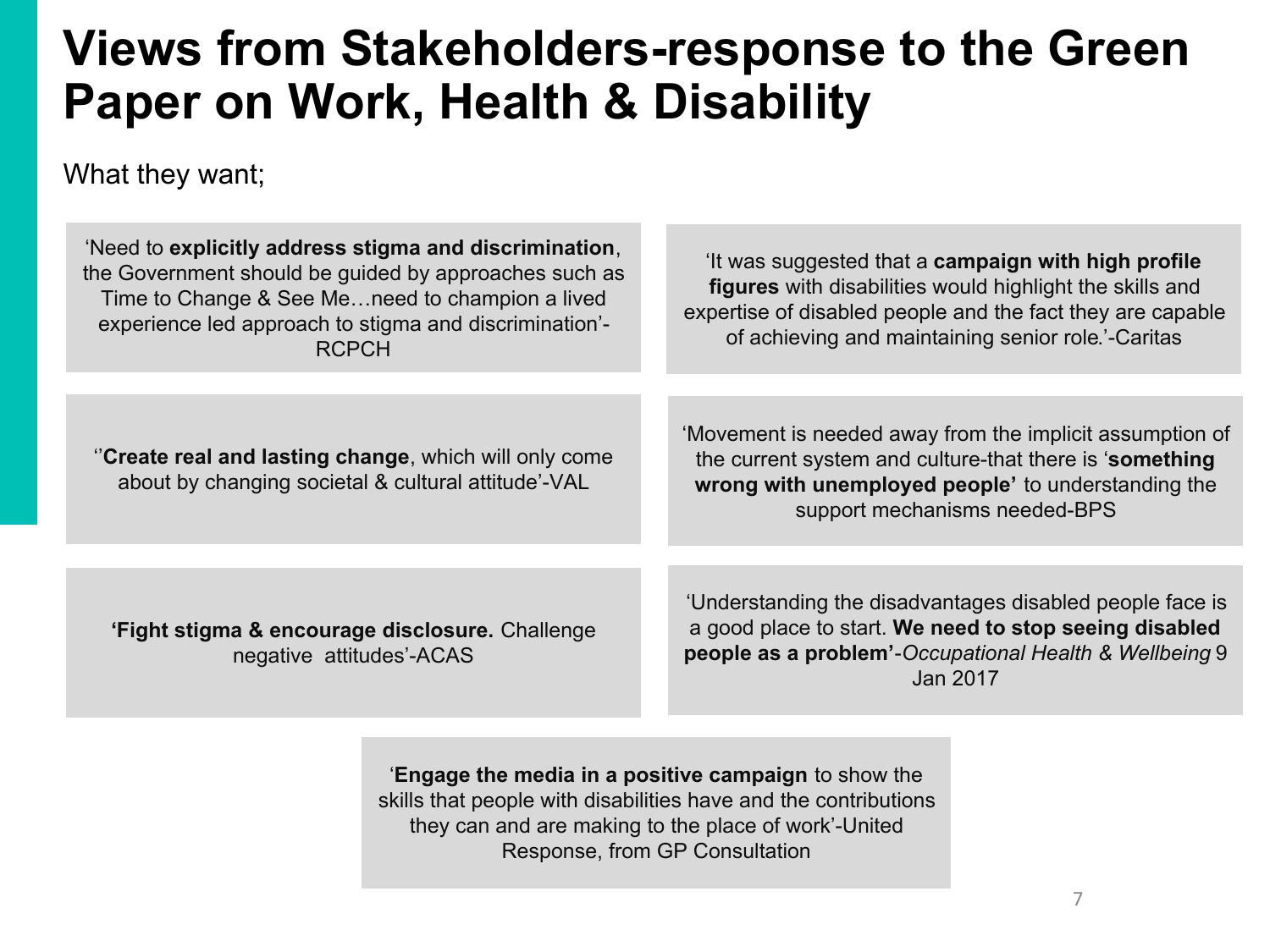# Views from Stakeholders-response to the Green Paper on Work, Health & Disability

What they want;

'Need to **explicitly address stigma and discrimination**, the Government should be guided by approaches such as Time to Change & See Me…need to champion a lived experience led approach to stigma and discrimination'-RCPCH

'It was suggested that a **campaign with high profile figures** with disabilities would highlight the skills and expertise of disabled people and the fact they are capable of achieving and maintaining senior role.'-Caritas

''**Create real and lasting change**, which will only come about by changing societal & cultural attitude'-VAL

'Movement is needed away from the implicit assumption of the current system and culture-that there is '**something wrong with unemployed people'** to understanding the support mechanisms needed-BPS

**'Fight stigma & encourage disclosure.** Challenge negative attitudes'-ACAS

'Understanding the disadvantages disabled people face is a good place to start. **We need to stop seeing disabled people as a problem'**-*Occupational Health & Wellbeing* 9 Jan 2017

'**Engage the media in a positive campaign** to show the skills that people with disabilities have and the contributions they can and are making to the place of work'-United Response, from GP Consultation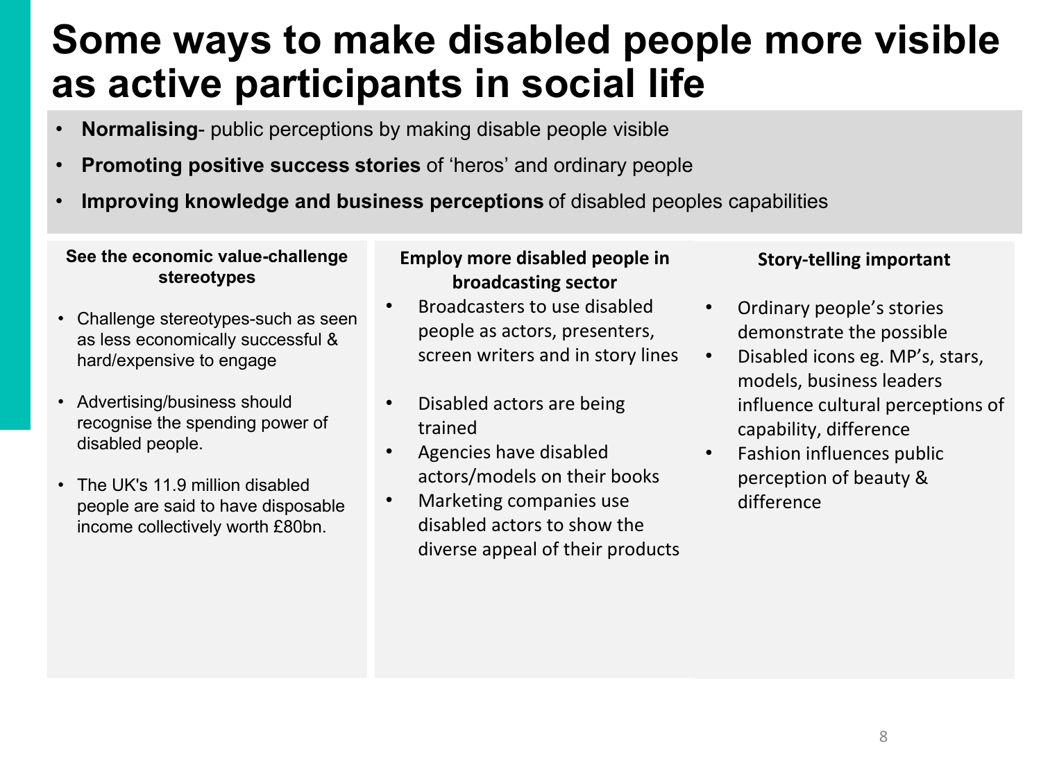# Some ways to make disabled people more visible as active participants in social life

- **Normalising**- public perceptions by making disable people visible
- **Promoting positive success stories** of 'heros' and ordinary people
- **Improving knowledge and business perceptions** of disabled peoples capabilities

**See the economic value-challenge stereotypes**

- Challenge stereotypes-such as seen as less economically successful & hard/expensive to engage
- Advertising/business should recognise the spending power of disabled people.
- The UK's 11.9 million disabled people are said to have disposable income collectively worth £80bn.

**Employ more disabled people in broadcasting sector**

- Broadcasters to use disabled people as actors, presenters, screen writers and in story lines
- Disabled actors are being trained
- Agencies have disabled actors/models on their books
- Marketing companies use disabled actors to show the diverse appeal of their products

**Story-telling important**

- Ordinary people's stories demonstrate the possible
- Disabled icons eg. MP's, stars, models, business leaders influence cultural perceptions of capability, difference
- Fashion influences public perception of beauty & difference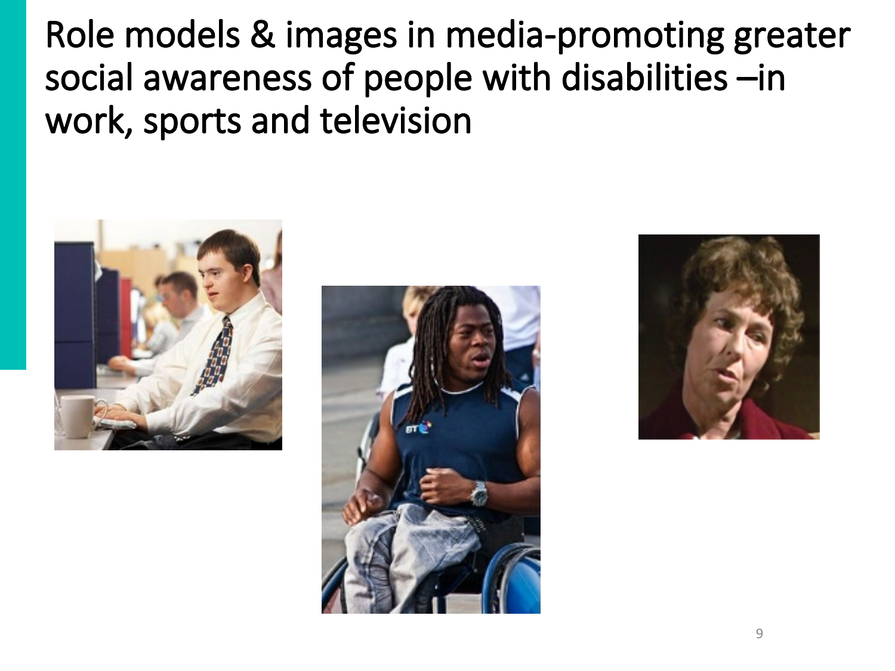# Role models & images in media-promoting greater social awareness of people with disabilities –in work, sports and television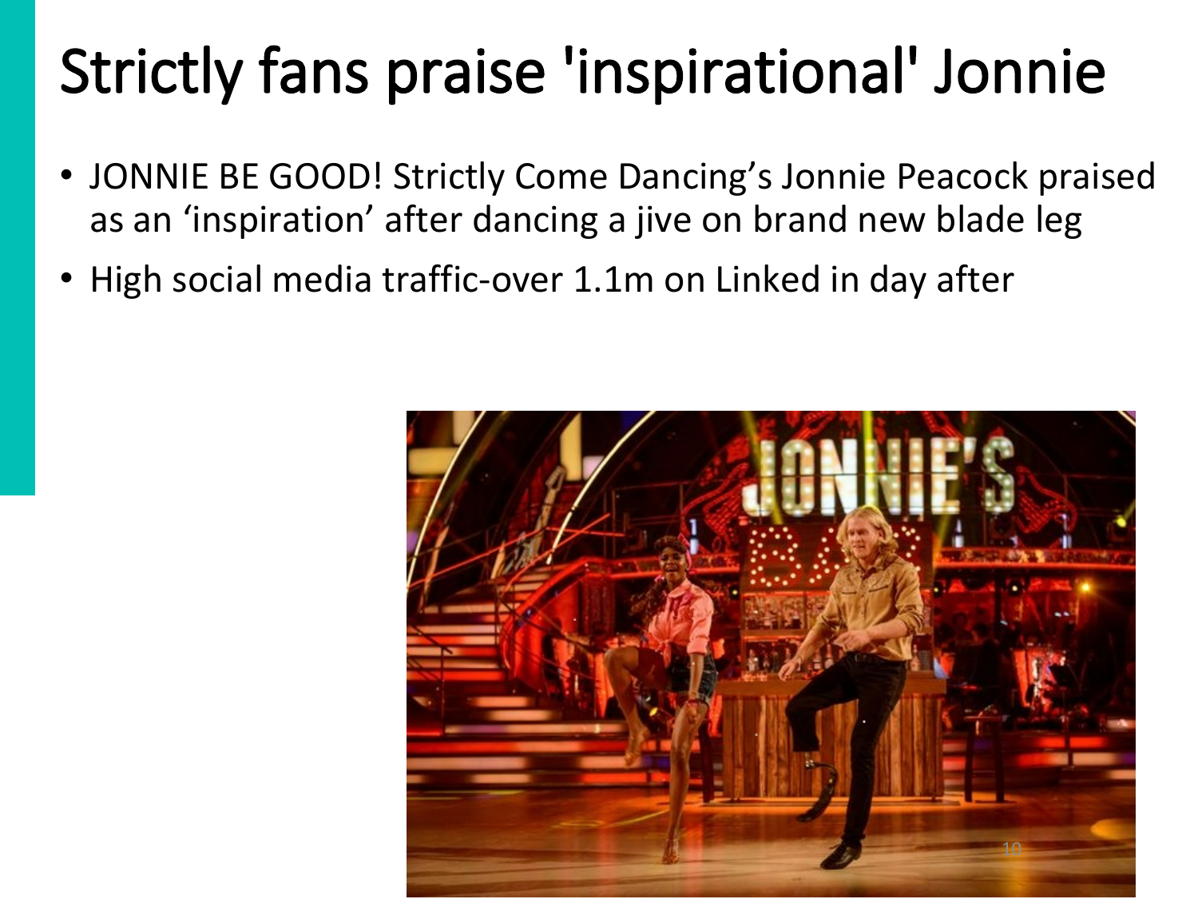# Strictly fans praise 'inspirational' Jonnie

- JONNIE BE GOOD! Strictly Come Dancing’s Jonnie Peacock praised as an ‘inspiration’ after dancing a jive on brand new blade leg
- High social media traffic-over 1.1m on Linked in day after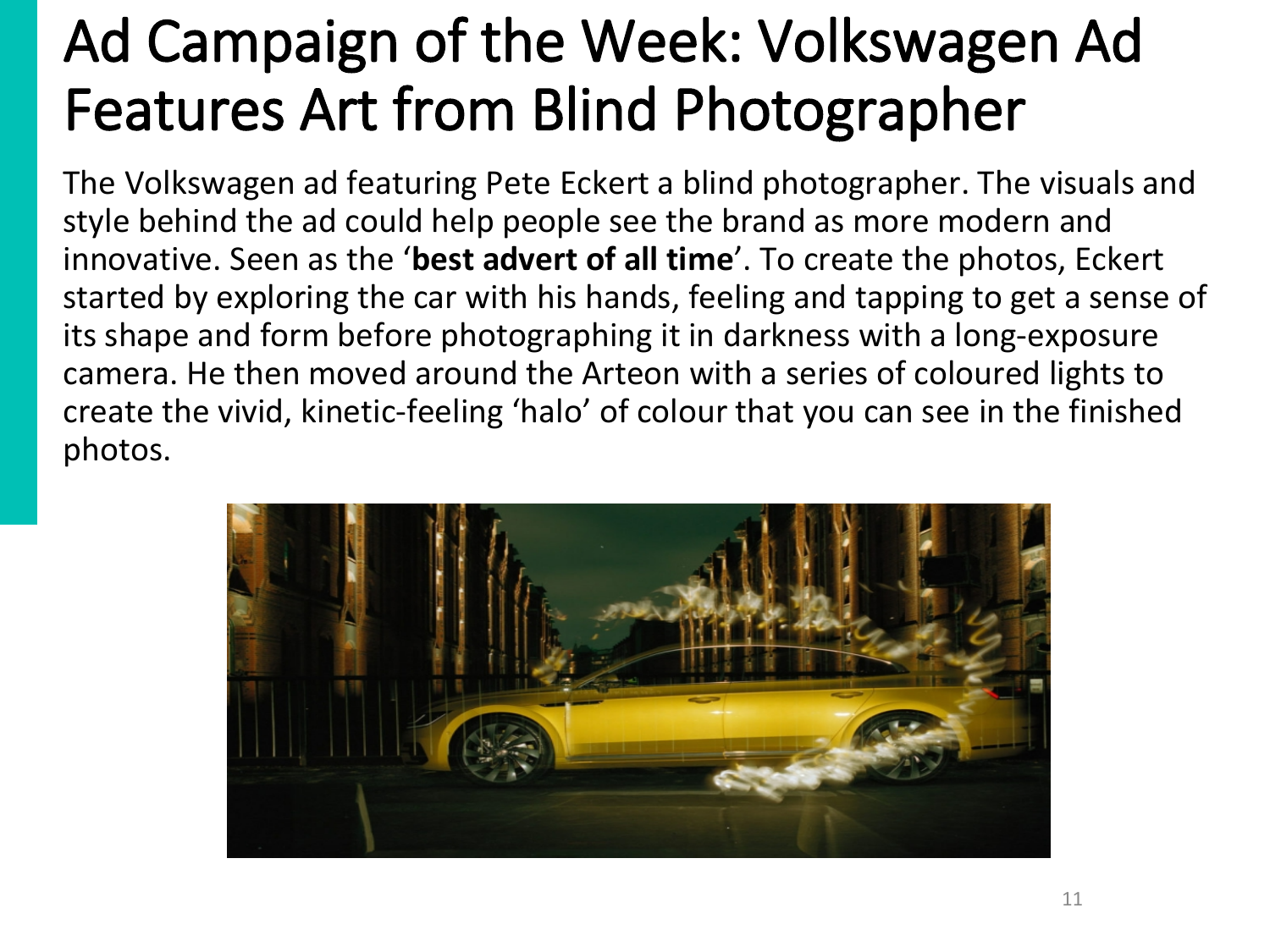# Ad Campaign of the Week: Volkswagen Ad Features Art from Blind Photographer

The Volkswagen ad featuring Pete Eckert a blind photographer. The visuals and style behind the ad could help people see the brand as more modern and innovative. Seen as the '**best advert of all time**'. To create the photos, Eckert started by exploring the car with his hands, feeling and tapping to get a sense of its shape and form before photographing it in darkness with a long-exposure camera. He then moved around the Arteon with a series of coloured lights to create the vivid, kinetic-feeling 'halo' of colour that you can see in the finished photos.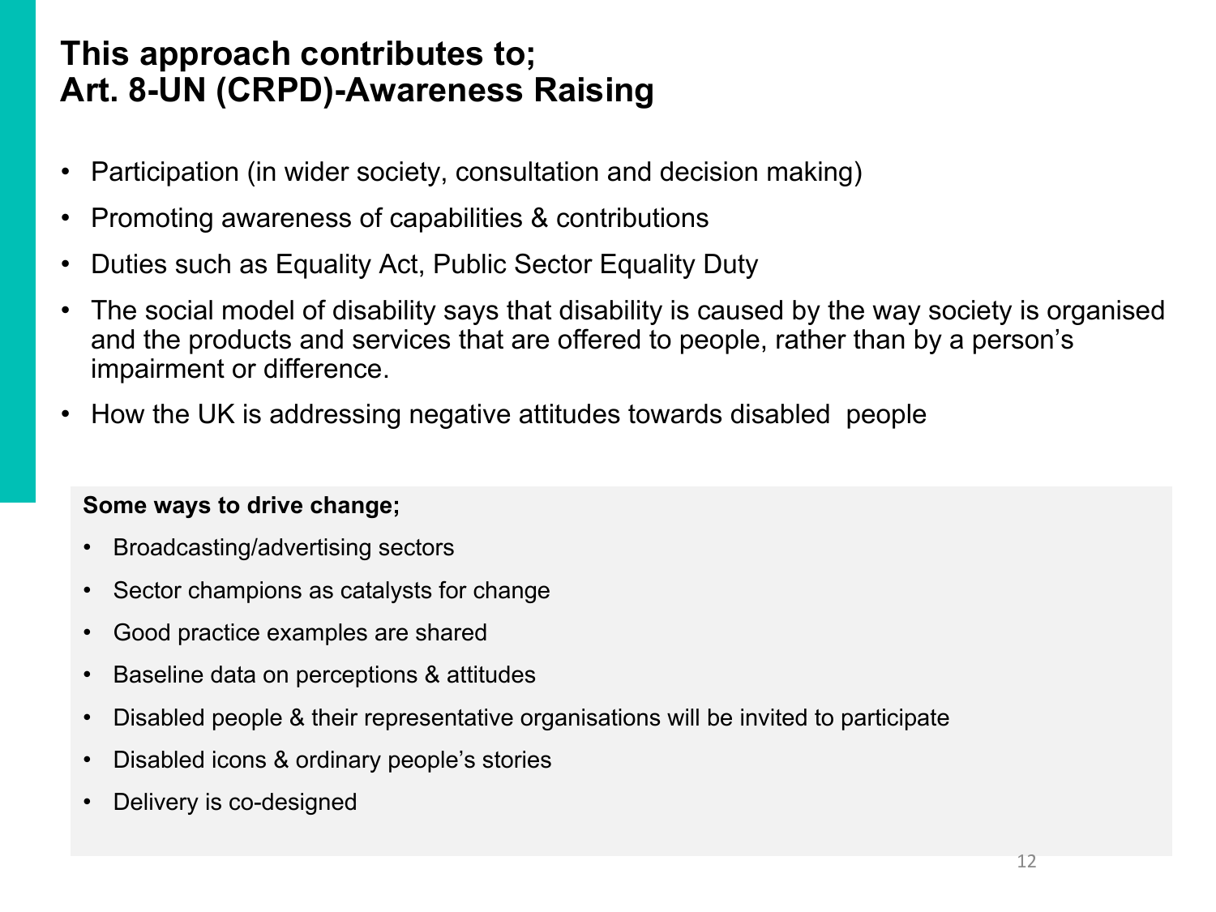# This approach contributes to; Art. 8-UN (CRPD)-Awareness Raising

- Participation (in wider society, consultation and decision making)
- Promoting awareness of capabilities & contributions
- Duties such as Equality Act, Public Sector Equality Duty
- The social model of disability says that disability is caused by the way society is organised and the products and services that are offered to people, rather than by a person's impairment or difference.
- How the UK is addressing negative attitudes towards disabled people

**Some ways to drive change;**

- Broadcasting/advertising sectors
- Sector champions as catalysts for change
- Good practice examples are shared
- Baseline data on perceptions & attitudes
- Disabled people & their representative organisations will be invited to participate
- Disabled icons & ordinary people's stories
- Delivery is co-designed